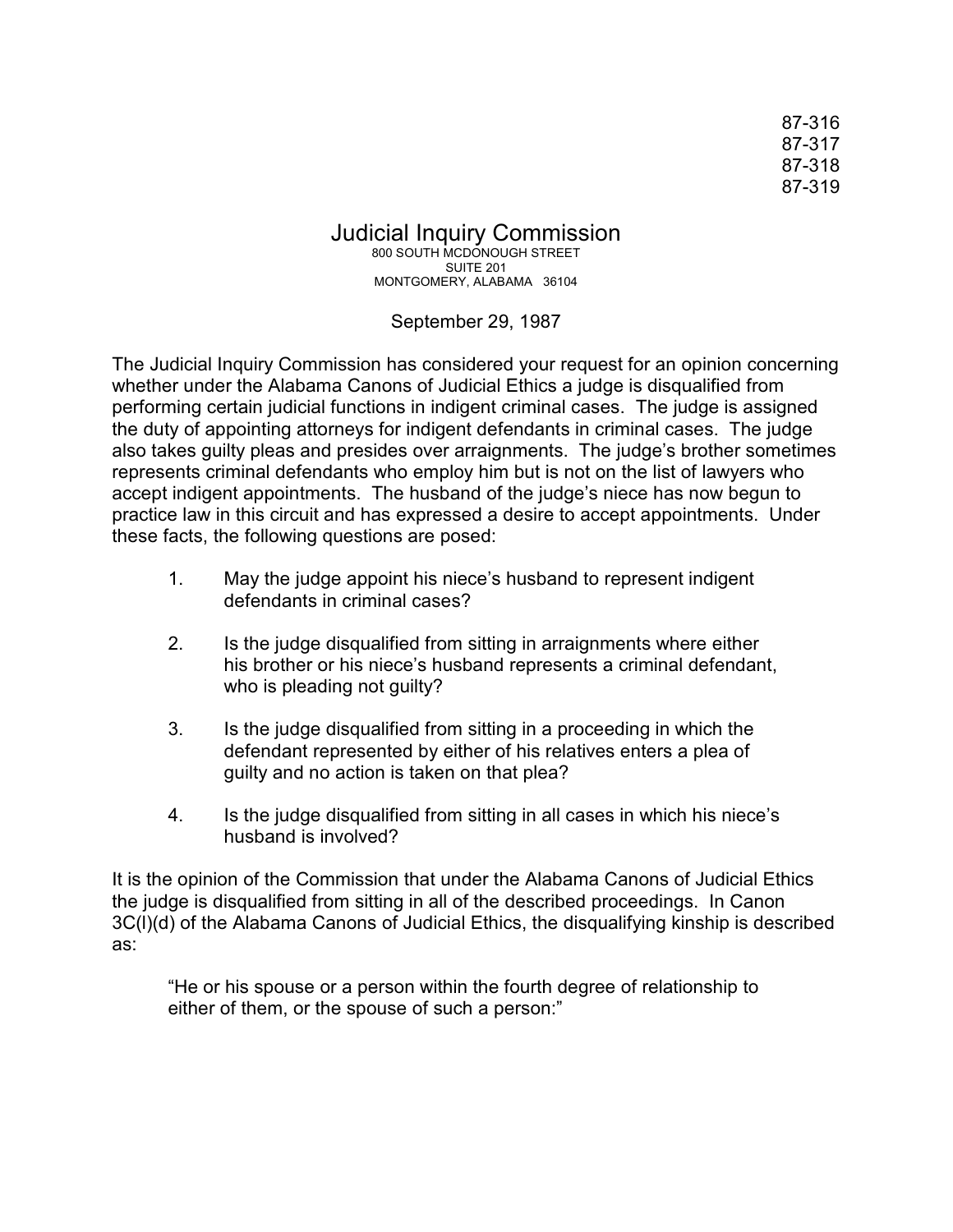87-316
87-317
87-318
87-319

# Judicial Inquiry Commission

800 SOUTH MCDONOUGH STREET
SUITE 201
MONTGOMERY, ALABAMA 36104

September 29, 1987

The Judicial Inquiry Commission has considered your request for an opinion concerning whether under the Alabama Canons of Judicial Ethics a judge is disqualified from performing certain judicial functions in indigent criminal cases. The judge is assigned the duty of appointing attorneys for indigent defendants in criminal cases. The judge also takes guilty pleas and presides over arraignments. The judge's brother sometimes represents criminal defendants who employ him but is not on the list of lawyers who accept indigent appointments. The husband of the judge's niece has now begun to practice law in this circuit and has expressed a desire to accept appointments. Under these facts, the following questions are posed:

1. May the judge appoint his niece's husband to represent indigent defendants in criminal cases?

2. Is the judge disqualified from sitting in arraignments where either his brother or his niece's husband represents a criminal defendant, who is pleading not guilty?

3. Is the judge disqualified from sitting in a proceeding in which the defendant represented by either of his relatives enters a plea of guilty and no action is taken on that plea?

4. Is the judge disqualified from sitting in all cases in which his niece's husband is involved?

It is the opinion of the Commission that under the Alabama Canons of Judicial Ethics the judge is disqualified from sitting in all of the described proceedings. In Canon 3C(l)(d) of the Alabama Canons of Judicial Ethics, the disqualifying kinship is described as:

> "He or his spouse or a person within the fourth degree of relationship to either of them, or the spouse of such a person:"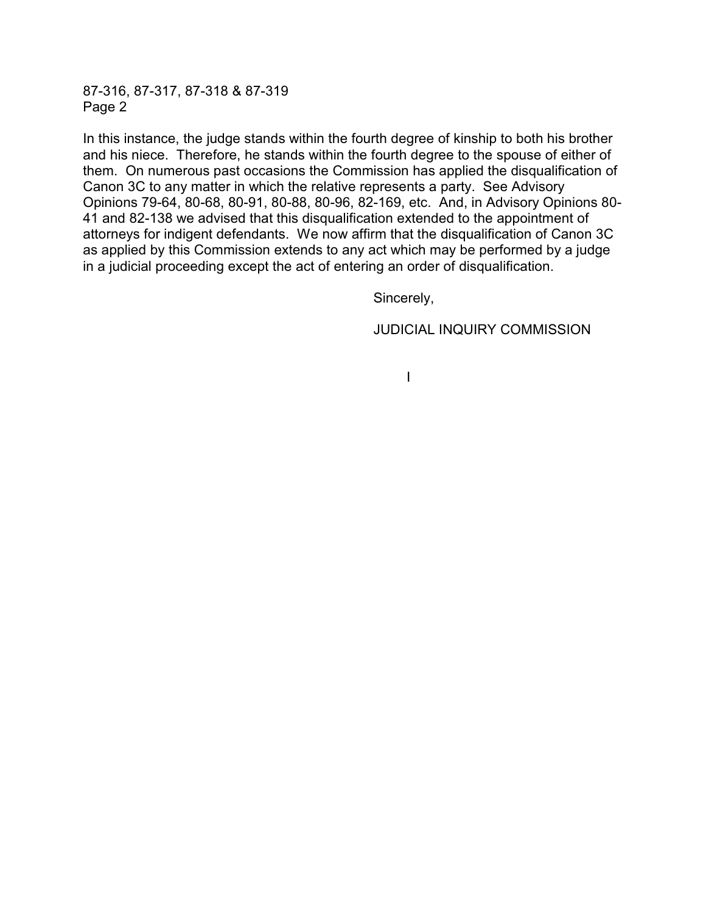In this instance, the judge stands within the fourth degree of kinship to both his brother and his niece. Therefore, he stands within the fourth degree to the spouse of either of them. On numerous past occasions the Commission has applied the disqualification of Canon 3C to any matter in which the relative represents a party. See Advisory Opinions 79-64, 80-68, 80-91, 80-88, 80-96, 82-169, etc. And, in Advisory Opinions 80-41 and 82-138 we advised that this disqualification extended to the appointment of attorneys for indigent defendants. We now affirm that the disqualification of Canon 3C as applied by this Commission extends to any act which may be performed by a judge in a judicial proceeding except the act of entering an order of disqualification.

Sincerely,

JUDICIAL INQUIRY COMMISSION